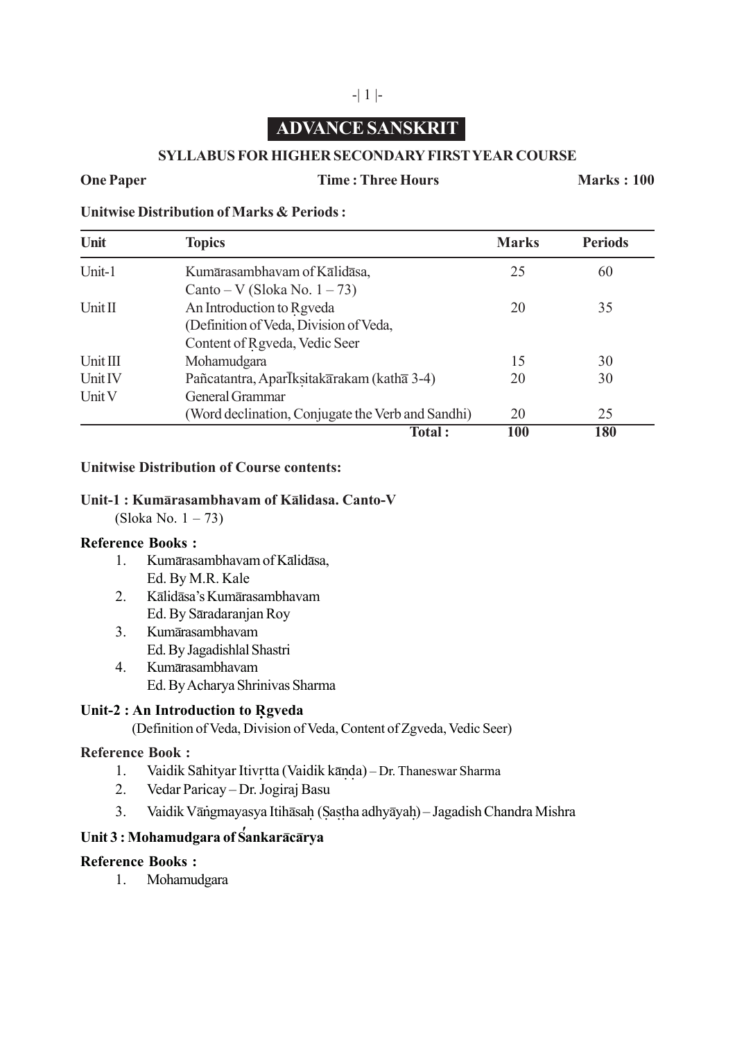# ADVANCE SANSKRIT

## SYLLABUS FOR HIGHER SECONDARY FIRST YEAR COURSE

**One Paper** **Time : Three Hours** **Marks : 100**

**Unitwise Distribution of Marks & Periods :**

| Unit | Topics | Marks | Periods |
|---|---|---|---|
| Unit-1 | Kumārasambhavam of Kālidāsa, Canto – V (Sloka No. 1 – 73) | 25 | 60 |
| Unit II | An Introduction to Ṛgveda (Definition of Veda, Division of Veda, Content of Ṛgveda, Vedic Seer | 20 | 35 |
| Unit III | Mohamudgara | 15 | 30 |
| Unit IV | Pañcatantra, AparĪkṣitakārakam (kathā 3-4) | 20 | 30 |
| Unit V | General Grammar (Word declination, Conjugate the Verb and Sandhi) | 20 | 25 |
| | **Total :** | **100** | **180** |

**Unitwise Distribution of Course contents:**

**Unit-1 : Kumārasambhavam of Kālidasa. Canto-V**
(Sloka No. 1 – 73)

**Reference Books :**

1. Kumārasambhavam of Kālidāsa,
   Ed. By M.R. Kale
2. Kālidāsa's Kumārasambhavam
   Ed. By Sāradaranjan Roy
3. Kumārasambhavam
   Ed. By Jagadishlal Shastri
4. Kumārasambhavam
   Ed. By Acharya Shrinivas Sharma

**Unit-2 : An Introduction to Ṛgveda**
(Definition of Veda, Division of Veda, Content of Zgveda, Vedic Seer)

**Reference Book :**

1. Vaidik Sāhityar Itivṛtta (Vaidik kāṇḍa) – Dr. Thaneswar Sharma
2. Vedar Paricay – Dr. Jogiraj Basu
3. Vaidik Vāṅgmayasya Itihāsaḥ (Ṣaṣṭha adhyāyaḥ) – Jagadish Chandra Mishra

**Unit 3 : Mohamudgara of Śankarācārya**

**Reference Books :**

1. Mohamudgara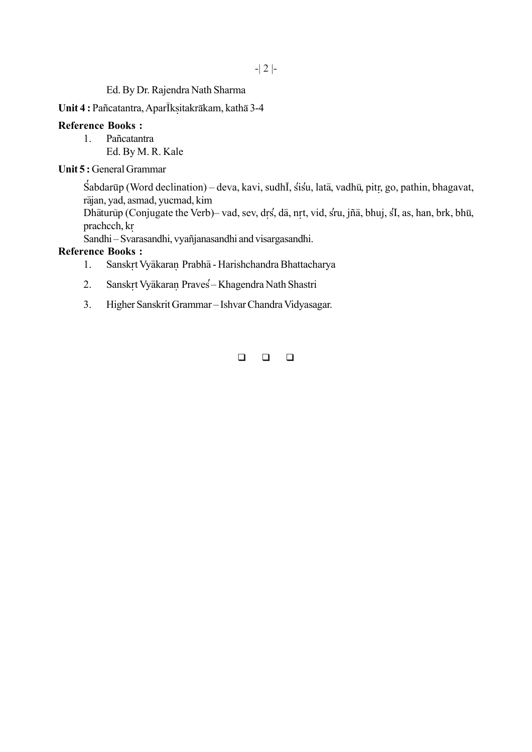Ed. By Dr. Rajendra Nath Sharma

**Unit 4 :** Pañcatantra, AparĪkṣitakrākam, kathā 3-4

**Reference Books :**

1. Pañcatantra
   Ed. By M. R. Kale

**Unit 5 :** General Grammar

Śabdarūp (Word declination) – deva, kavi, sudhĪ, śiśu, latā, vadhū, pitṛ, go, pathin, bhagavat, rājan, yad, asmad, yucmad, kim

Dhāturūp (Conjugate the Verb)– vad, sev, dṛś, dā, nṛt, vid, śru, jñā, bhuj, śĪ, as, han, brk, bhū, prachcch, kṛ

Sandhi – Svarasandhi, vyañjanasandhi and visargasandhi.

**Reference Books :**

1. Sanskṛt Vyākaraṇ Prabhā - Harishchandra Bhattacharya
2. Sanskṛt Vyākaraṇ Praveś – Khagendra Nath Shastri
3. Higher Sanskrit Grammar – Ishvar Chandra Vidyasagar.

❑ ❑ ❑